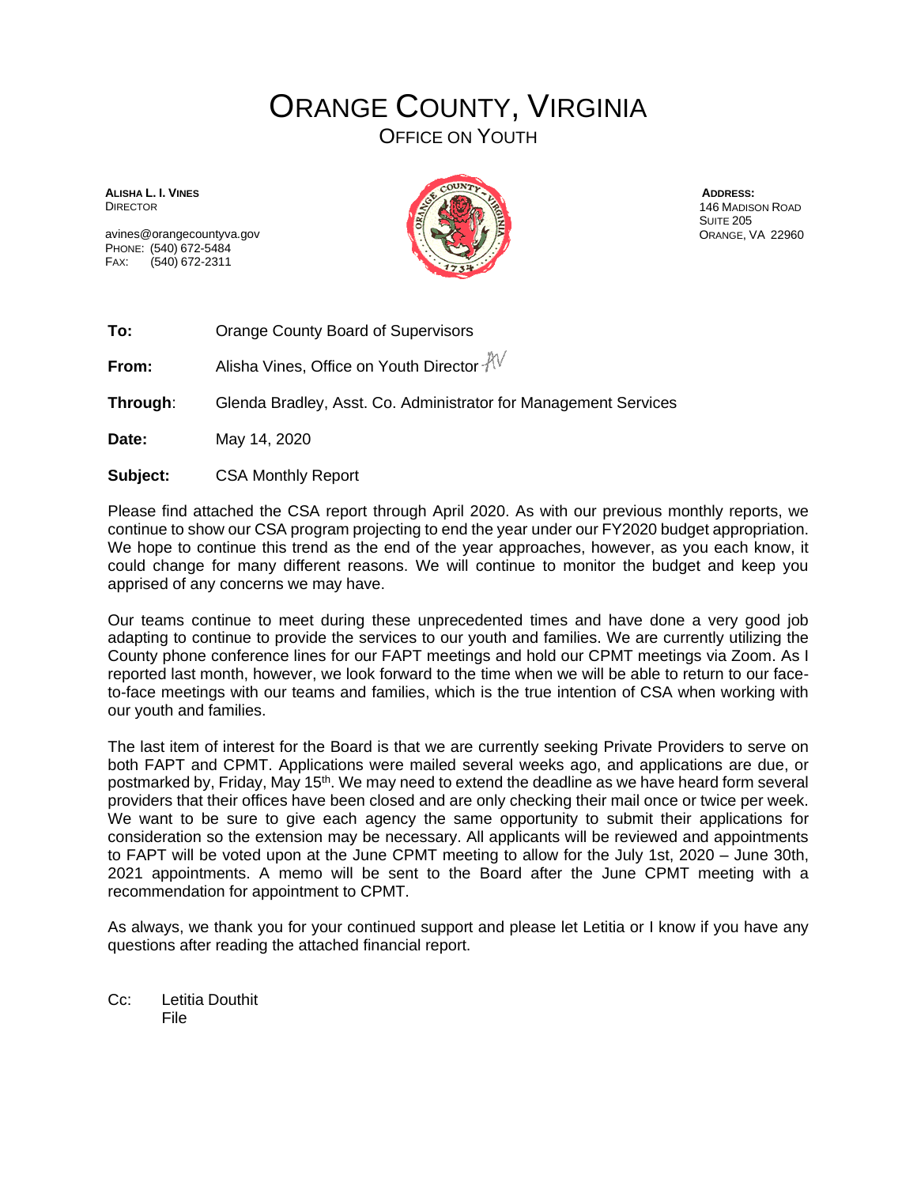# ORANGE COUNTY, VIRGINIA

## OFFICE ON YOUTH

**ALISHA L. I. VINES**
DIRECTOR

avines@orangecountyva.gov
PHONE: (540) 672-5484
FAX: (540) 672-2311

**ADDRESS:**
146 MADISON ROAD
SUITE 205
ORANGE, VA 22960

**To:** Orange County Board of Supervisors

**From:** Alisha Vines, Office on Youth Director AV

**Through**: Glenda Bradley, Asst. Co. Administrator for Management Services

**Date:** May 14, 2020

**Subject:** CSA Monthly Report

Please find attached the CSA report through April 2020. As with our previous monthly reports, we continue to show our CSA program projecting to end the year under our FY2020 budget appropriation. We hope to continue this trend as the end of the year approaches, however, as you each know, it could change for many different reasons. We will continue to monitor the budget and keep you apprised of any concerns we may have.

Our teams continue to meet during these unprecedented times and have done a very good job adapting to continue to provide the services to our youth and families. We are currently utilizing the County phone conference lines for our FAPT meetings and hold our CPMT meetings via Zoom. As I reported last month, however, we look forward to the time when we will be able to return to our face-to-face meetings with our teams and families, which is the true intention of CSA when working with our youth and families.

The last item of interest for the Board is that we are currently seeking Private Providers to serve on both FAPT and CPMT. Applications were mailed several weeks ago, and applications are due, or postmarked by, Friday, May 15th. We may need to extend the deadline as we have heard form several providers that their offices have been closed and are only checking their mail once or twice per week. We want to be sure to give each agency the same opportunity to submit their applications for consideration so the extension may be necessary. All applicants will be reviewed and appointments to FAPT will be voted upon at the June CPMT meeting to allow for the July 1st, 2020 – June 30th, 2021 appointments. A memo will be sent to the Board after the June CPMT meeting with a recommendation for appointment to CPMT.

As always, we thank you for your continued support and please let Letitia or I know if you have any questions after reading the attached financial report.

Cc: Letitia Douthit
File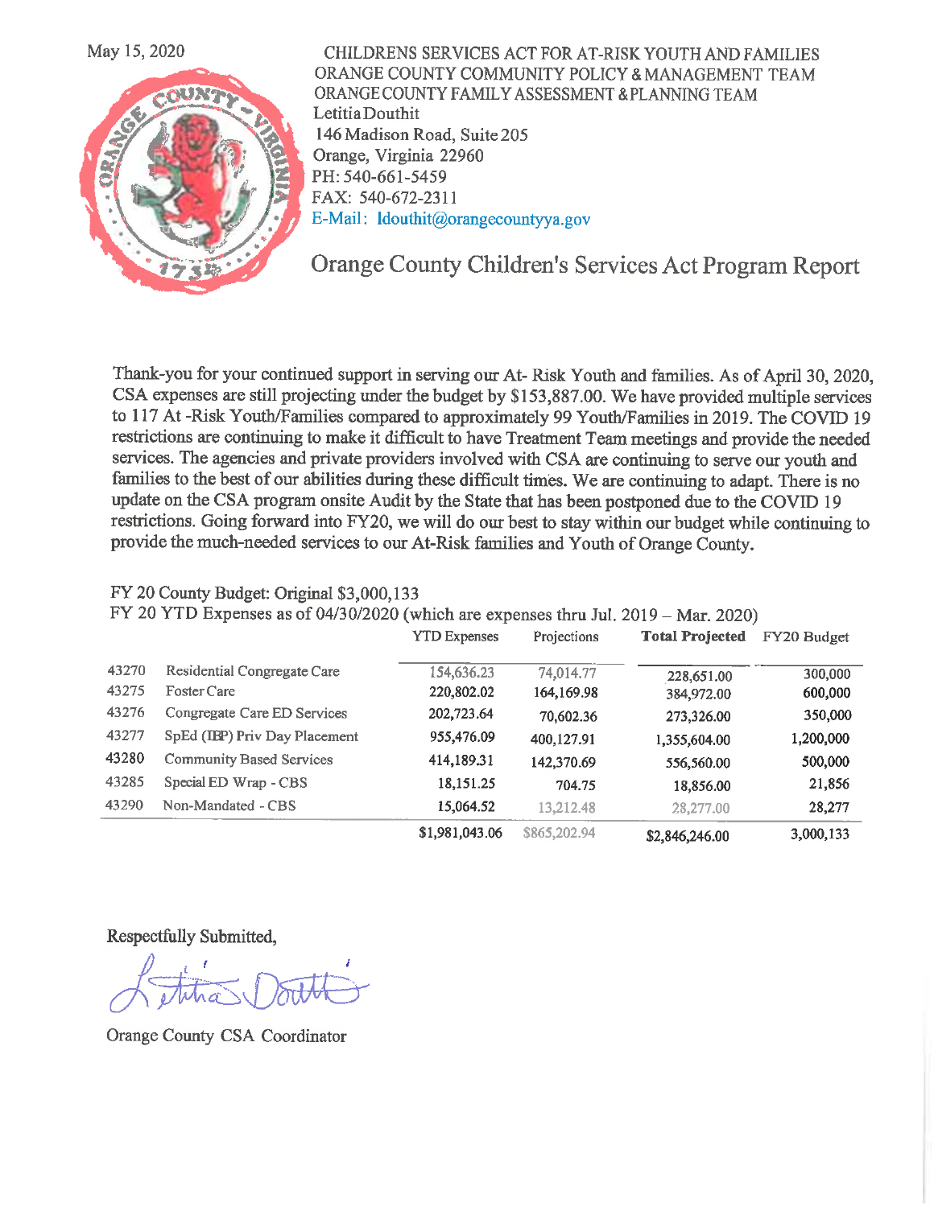May 15, 2020

CHILDRENS SERVICES ACT FOR AT-RISK YOUTH AND FAMILIES
ORANGE COUNTY COMMUNITY POLICY & MANAGEMENT TEAM
ORANGE COUNTY FAMILY ASSESSMENT & PLANNING TEAM
Letitia Douthit
146 Madison Road, Suite 205
Orange, Virginia 22960
PH: 540-661-5459
FAX: 540-672-2311
E-Mail: ldouthit@orangecountyva.gov

# Orange County Children's Services Act Program Report

Thank-you for your continued support in serving our At- Risk Youth and families. As of April 30, 2020, CSA expenses are still projecting under the budget by $153,887.00. We have provided multiple services to 117 At -Risk Youth/Families compared to approximately 99 Youth/Families in 2019. The COVID 19 restrictions are continuing to make it difficult to have Treatment Team meetings and provide the needed services. The agencies and private providers involved with CSA are continuing to serve our youth and families to the best of our abilities during these difficult times. We are continuing to adapt. There is no update on the CSA program onsite Audit by the State that has been postponed due to the COVID 19 restrictions. Going forward into FY20, we will do our best to stay within our budget while continuing to provide the much-needed services to our At-Risk families and Youth of Orange County.

FY 20 County Budget: Original $3,000,133
FY 20 YTD Expenses as of 04/30/2020 (which are expenses thru Jul. 2019 – Mar. 2020)

| | | YTD Expenses | Projections | **Total Projected** | FY20 Budget |
|---|---|---|---|---|---|
| 43270 | Residential Congregate Care | 154,636.23 | 74,014.77 | 228,651.00 | 300,000 |
| 43275 | Foster Care | 220,802.02 | 164,169.98 | 384,972.00 | 600,000 |
| 43276 | Congregate Care ED Services | 202,723.64 | 70,602.36 | 273,326.00 | 350,000 |
| 43277 | SpEd (IEP) Priv Day Placement | 955,476.09 | 400,127.91 | 1,355,604.00 | 1,200,000 |
| 43280 | Community Based Services | 414,189.31 | 142,370.69 | 556,560.00 | 500,000 |
| 43285 | Special ED Wrap - CBS | 18,151.25 | 704.75 | 18,856.00 | 21,856 |
| 43290 | Non-Mandated - CBS | 15,064.52 | 13,212.48 | 28,277.00 | 28,277 |
| | | $1,981,043.06 | $865,202.94 | $2,846,246.00 | 3,000,133 |

Respectfully Submitted,

Orange County CSA Coordinator